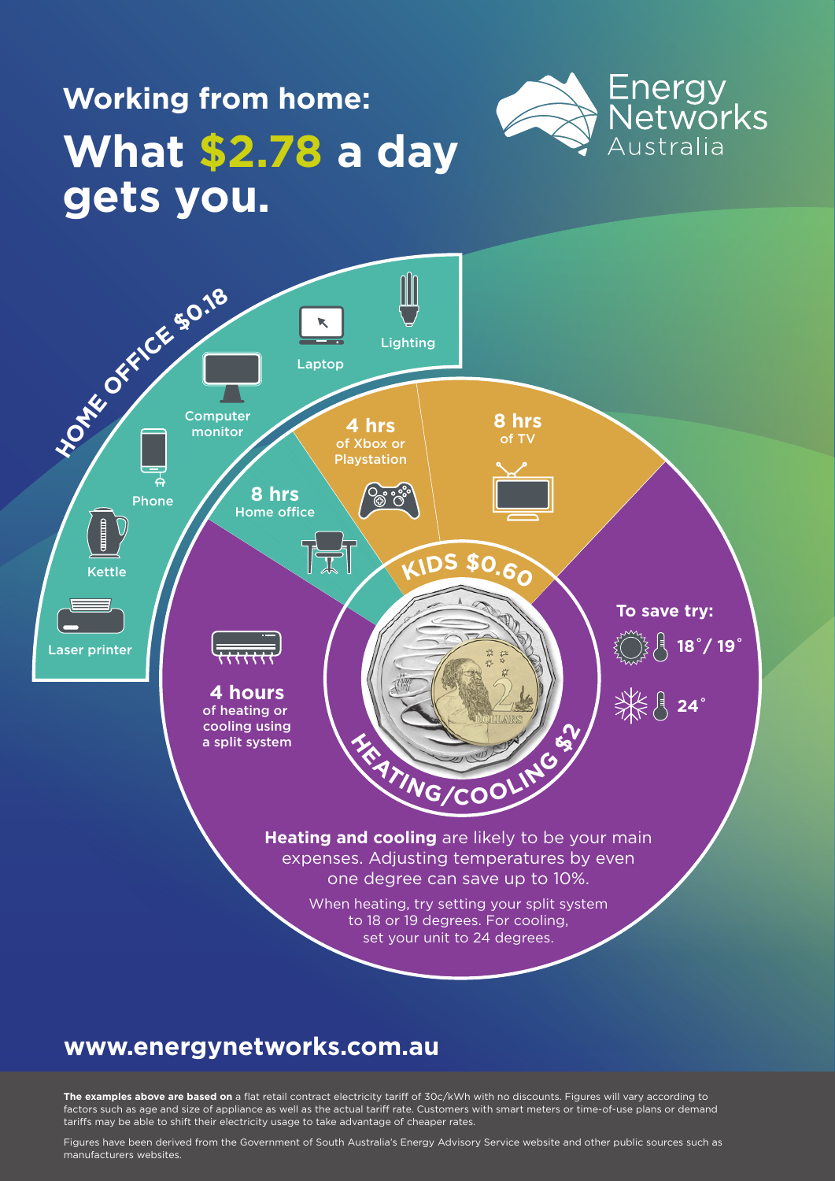## Working from home:

# What $2.78 a day gets you.

Energy Networks Australia

**HOME OFFICE $0.18**

- Lighting
- Laptop
- Computer monitor
- Phone
- Kettle
- Laser printer

**8 hrs** Home office

**KIDS $0.60**

**4 hrs** of Xbox or Playstation

**8 hrs** of TV

**HEATING/COOLING $2**

**4 hours** of heating or cooling using a split system

**To save try:**

- Heating: 18°/ 19°
- Cooling: 24°

**Heating and cooling** are likely to be your main expenses. Adjusting temperatures by even one degree can save up to 10%.

When heating, try setting your split system to 18 or 19 degrees. For cooling, set your unit to 24 degrees.

## www.energynetworks.com.au

**The examples above are based on** a flat retail contract electricity tariff of 30c/kWh with no discounts. Figures will vary according to factors such as age and size of appliance as well as the actual tariff rate. Customers with smart meters or time-of-use plans or demand tariffs may be able to shift their electricity usage to take advantage of cheaper rates.

Figures have been derived from the Government of South Australia's Energy Advisory Service website and other public sources such as manufacturers websites.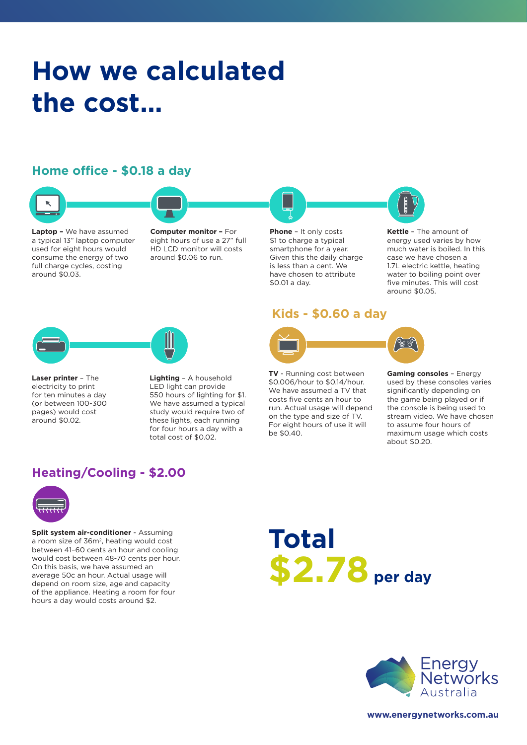# How we calculated the cost...

## Home office - $0.18 a day

**Laptop –** We have assumed a typical 13" laptop computer used for eight hours would consume the energy of two full charge cycles, costing around $0.03.

**Computer monitor –** For eight hours of use a 27" full HD LCD monitor will costs around $0.06 to run.

**Phone** – It only costs $1 to charge a typical smartphone for a year. Given this the daily charge is less than a cent. We have chosen to attribute $0.01 a day.

**Kettle** – The amount of energy used varies by how much water is boiled. In this case we have chosen a 1.7L electric kettle, heating water to boiling point over five minutes. This will cost around $0.05.

**Laser printer** – The electricity to print for ten minutes a day (or between 100-300 pages) would cost around $0.02.

**Lighting** – A household LED light can provide 550 hours of lighting for $1. We have assumed a typical study would require two of these lights, each running for four hours a day with a total cost of $0.02.

## Kids - $0.60 a day

**TV** - Running cost between $0.006/hour to $0.14/hour. We have assumed a TV that costs five cents an hour to run. Actual usage will depend on the type and size of TV. For eight hours of use it will be $0.40.

**Gaming consoles** – Energy used by these consoles varies significantly depending on the game being played or if the console is being used to stream video. We have chosen to assume four hours of maximum usage which costs about $0.20.

## Heating/Cooling - $2.00

**Split system air-conditioner** - Assuming a room size of 36m², heating would cost between 41–60 cents an hour and cooling would cost between 48-70 cents per hour. On this basis, we have assumed an average 50c an hour. Actual usage will depend on room size, age and capacity of the appliance. Heating a room for four hours a day would costs around $2.

# Total $2.78 per day

Energy Networks Australia

www.energynetworks.com.au